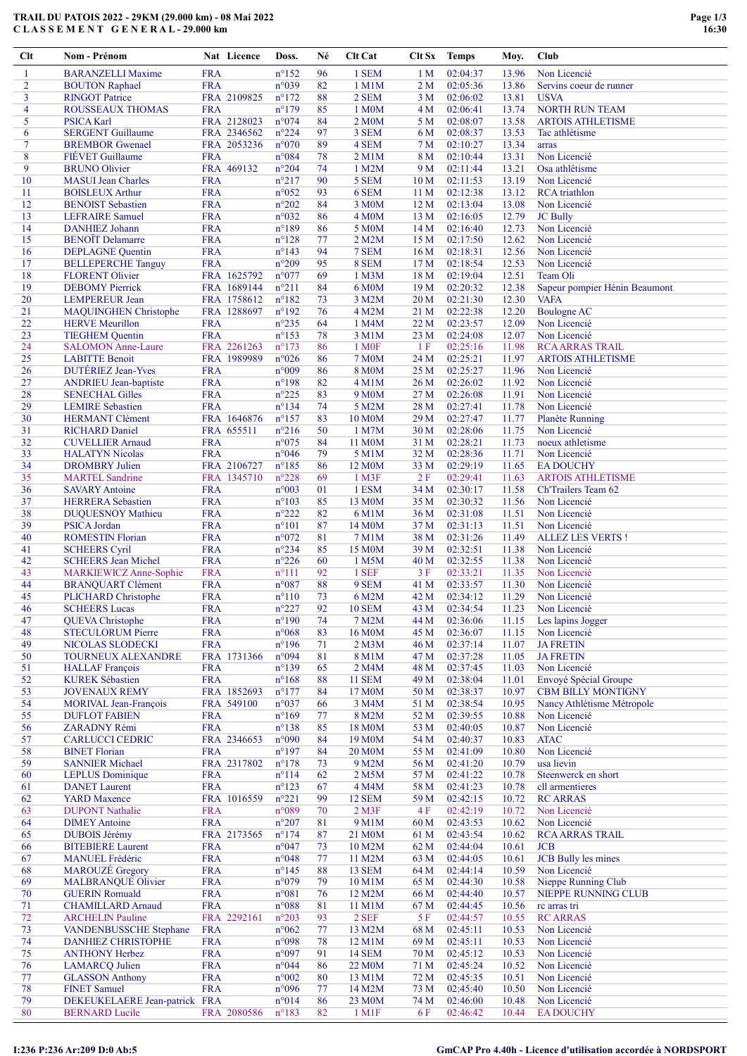# TRAIL DU PATOIS 2022 - 29KM (29.000 km) - 08 Mai 2022

## CLASSEMENT GENERAL - 29.000 km

| Clt | Nom - Prénom | Nat | Licence | Doss. | Né | Clt Cat | Clt Sx | Temps | Moy. | Club |
|---|---|---|---|---|---|---|---|---|---|---|
| 1 | BARANZELLI Maxime | FRA | | n°152 | 96 | 1 SEM | 1 M | 02:04:37 | 13.96 | Non Licencié |
| 2 | BOUTON Raphael | FRA | | n°039 | 82 | 1 M1M | 2 M | 02:05:36 | 13.86 | Servins coeur de runner |
| 3 | RINGOT Patrice | FRA | 2109825 | n°172 | 88 | 2 SEM | 3 M | 02:06:02 | 13.81 | USVA |
| 4 | ROUSSEAUX THOMAS | FRA | | n°179 | 85 | 1 M0M | 4 M | 02:06:41 | 13.74 | NORTH RUN TEAM |
| 5 | PSICA Karl | FRA | 2128023 | n°074 | 84 | 2 M0M | 5 M | 02:08:07 | 13.58 | ARTOIS ATHLETISME |
| 6 | SERGENT Guillaume | FRA | 2346562 | n°224 | 97 | 3 SEM | 6 M | 02:08:37 | 13.53 | Tac athlétisme |
| 7 | BREMBOR Gwenael | FRA | 2053236 | n°070 | 89 | 4 SEM | 7 M | 02:10:27 | 13.34 | arras |
| 8 | FIÉVET Guillaume | FRA | | n°084 | 78 | 2 M1M | 8 M | 02:10:44 | 13.31 | Non Licencié |
| 9 | BRUNO Olivier | FRA | 469132 | n°204 | 74 | 1 M2M | 9 M | 02:11:44 | 13.21 | Osa athlétisme |
| 10 | MASUI Jean Charles | FRA | | n°217 | 90 | 5 SEM | 10 M | 02:11:53 | 13.19 | Non Licencié |
| 11 | BOISLEUX Arthur | FRA | | n°052 | 93 | 6 SEM | 11 M | 02:12:38 | 13.12 | RCA triathlon |
| 12 | BENOIST Sebastien | FRA | | n°202 | 84 | 3 M0M | 12 M | 02:13:04 | 13.08 | Non Licencié |
| 13 | LEFRAIRE Samuel | FRA | | n°032 | 86 | 4 M0M | 13 M | 02:16:05 | 12.79 | JC Bully |
| 14 | DANHIEZ Johann | FRA | | n°189 | 86 | 5 M0M | 14 M | 02:16:40 | 12.73 | Non Licencié |
| 15 | BENOÎT Delamarre | FRA | | n°128 | 77 | 2 M2M | 15 M | 02:17:50 | 12.62 | Non Licencié |
| 16 | DEPLAGNE Quentin | FRA | | n°143 | 94 | 7 SEM | 16 M | 02:18:31 | 12.56 | Non Licencié |
| 17 | BELLEPERCHE Tanguy | FRA | | n°209 | 95 | 8 SEM | 17 M | 02:18:54 | 12.53 | Non Licencié |
| 18 | FLORENT Olivier | FRA | 1625792 | n°077 | 69 | 1 M3M | 18 M | 02:19:04 | 12.51 | Team Oli |
| 19 | DEBOMY Pierrick | FRA | 1689144 | n°211 | 84 | 6 M0M | 19 M | 02:20:32 | 12.38 | Sapeur pompier Hénin Beaumont |
| 20 | LEMPEREUR Jean | FRA | 1758612 | n°182 | 73 | 3 M2M | 20 M | 02:21:30 | 12.30 | VAFA |
| 21 | MAQUINGHEN Christophe | FRA | 1288697 | n°192 | 76 | 4 M2M | 21 M | 02:22:38 | 12.20 | Boulogne AC |
| 22 | HERVE Meurillon | FRA | | n°235 | 64 | 1 M4M | 22 M | 02:23:57 | 12.09 | Non Licencié |
| 23 | TIEGHEM Quentin | FRA | | n°153 | 78 | 3 M1M | 23 M | 02:24:08 | 12.07 | Non Licencié |
| 24 | SALOMON Anne-Laure | FRA | 2261263 | n°173 | 86 | 1 M0F | 1 F | 02:25:16 | 11.98 | RCA ARRAS TRAIL |
| 25 | LABITTE Benoit | FRA | 1989989 | n°026 | 86 | 7 M0M | 24 M | 02:25:21 | 11.97 | ARTOIS ATHLETISME |
| 26 | DUTÉRIEZ Jean-Yves | FRA | | n°009 | 86 | 8 M0M | 25 M | 02:25:27 | 11.96 | Non Licencié |
| 27 | ANDRIEU Jean-baptiste | FRA | | n°198 | 82 | 4 M1M | 26 M | 02:26:02 | 11.92 | Non Licencié |
| 28 | SENECHAL Gilles | FRA | | n°225 | 83 | 9 M0M | 27 M | 02:26:08 | 11.91 | Non Licencié |
| 29 | LEMIRE Sebastien | FRA | | n°134 | 74 | 5 M2M | 28 M | 02:27:41 | 11.78 | Non Licencié |
| 30 | HERMANT Clément | FRA | 1646876 | n°157 | 83 | 10 M0M | 29 M | 02:27:47 | 11.77 | Planète Running |
| 31 | RICHARD Daniel | FRA | 655511 | n°216 | 50 | 1 M7M | 30 M | 02:28:06 | 11.75 | Non Licencié |
| 32 | CUVELLIER Arnaud | FRA | | n°075 | 84 | 11 M0M | 31 M | 02:28:21 | 11.73 | noeux athletisme |
| 33 | HALATYN Nicolas | FRA | | n°046 | 79 | 5 M1M | 32 M | 02:28:36 | 11.71 | Non Licencié |
| 34 | DROMBRY Julien | FRA | 2106727 | n°185 | 86 | 12 M0M | 33 M | 02:29:19 | 11.65 | EA DOUCHY |
| 35 | MARTEL Sandrine | FRA | 1345710 | n°228 | 69 | 1 M3F | 2 F | 02:29:41 | 11.63 | ARTOIS ATHLETISME |
| 36 | SAVARY Antoine | FRA | | n°003 | 01 | 1 ESM | 34 M | 02:30:17 | 11.58 | Ch'Trailers Team 62 |
| 37 | HERRERA Sebastien | FRA | | n°103 | 85 | 13 M0M | 35 M | 02:30:32 | 11.56 | Non Licencié |
| 38 | DUQUESNOY Mathieu | FRA | | n°222 | 82 | 6 M1M | 36 M | 02:31:08 | 11.51 | Non Licencié |
| 39 | PSICA Jordan | FRA | | n°101 | 87 | 14 M0M | 37 M | 02:31:13 | 11.51 | Non Licencié |
| 40 | ROMESTIN Florian | FRA | | n°072 | 81 | 7 M1M | 38 M | 02:31:26 | 11.49 | ALLEZ LES VERTS ! |
| 41 | SCHEERS Cyril | FRA | | n°234 | 85 | 15 M0M | 39 M | 02:32:51 | 11.38 | Non Licencié |
| 42 | SCHEERS Jean Michel | FRA | | n°226 | 60 | 1 M5M | 40 M | 02:32:55 | 11.38 | Non Licencié |
| 43 | MARKIEWICZ Anne-Sophie | FRA | | n°111 | 92 | 1 SEF | 3 F | 02:33:21 | 11.35 | Non Licencié |
| 44 | BRANQUART Clément | FRA | | n°087 | 88 | 9 SEM | 41 M | 02:33:57 | 11.30 | Non Licencié |
| 45 | PLICHARD Christophe | FRA | | n°110 | 73 | 6 M2M | 42 M | 02:34:12 | 11.29 | Non Licencié |
| 46 | SCHEERS Lucas | FRA | | n°227 | 92 | 10 SEM | 43 M | 02:34:54 | 11.23 | Non Licencié |
| 47 | QUEVA Christophe | FRA | | n°190 | 74 | 7 M2M | 44 M | 02:36:06 | 11.15 | Les lapins Jogger |
| 48 | STECULORUM Pierre | FRA | | n°068 | 83 | 16 M0M | 45 M | 02:36:07 | 11.15 | Non Licencié |
| 49 | NICOLAS SLODECKI | FRA | | n°196 | 71 | 2 M3M | 46 M | 02:37:14 | 11.07 | JA FRETIN |
| 50 | TOURNEUX ALEXANDRE | FRA | 1731366 | n°094 | 81 | 8 M1M | 47 M | 02:37:28 | 11.05 | JA FRETIN |
| 51 | HALLAF François | FRA | | n°139 | 65 | 2 M4M | 48 M | 02:37:45 | 11.03 | Non Licencié |
| 52 | KUREK Sébastien | FRA | | n°168 | 88 | 11 SEM | 49 M | 02:38:04 | 11.01 | Envoyé Spécial Groupe |
| 53 | JOVENAUX REMY | FRA | 1852693 | n°177 | 84 | 17 M0M | 50 M | 02:38:37 | 10.97 | CBM BILLY MONTIGNY |
| 54 | MORIVAL Jean-François | FRA | 549100 | n°037 | 66 | 3 M4M | 51 M | 02:38:54 | 10.95 | Nancy Athlétisme Métropole |
| 55 | DUFLOT FABIEN | FRA | | n°169 | 77 | 8 M2M | 52 M | 02:39:55 | 10.88 | Non Licencié |
| 56 | ZARADNY Rémi | FRA | | n°138 | 85 | 18 M0M | 53 M | 02:40:05 | 10.87 | Non Licencié |
| 57 | CARLUCCI CEDRIC | FRA | 2346653 | n°090 | 84 | 19 M0M | 54 M | 02:40:37 | 10.83 | ATAC |
| 58 | BINET Florian | FRA | | n°197 | 84 | 20 M0M | 55 M | 02:41:09 | 10.80 | Non Licencié |
| 59 | SANNIER Michael | FRA | 2317802 | n°178 | 73 | 9 M2M | 56 M | 02:41:20 | 10.79 | usa lievin |
| 60 | LEPLUS Dominique | FRA | | n°114 | 62 | 2 M5M | 57 M | 02:41:22 | 10.78 | Steenwerck en short |
| 61 | DANET Laurent | FRA | | n°123 | 67 | 4 M4M | 58 M | 02:41:23 | 10.78 | cll armentieres |
| 62 | YARD Maxence | FRA | 1016559 | n°221 | 99 | 12 SEM | 59 M | 02:42:15 | 10.72 | RC ARRAS |
| 63 | DUPONT Nathalie | FRA | | n°089 | 70 | 2 M3F | 4 F | 02:42:19 | 10.72 | Non Licencié |
| 64 | DIMEY Antoine | FRA | | n°207 | 81 | 9 M1M | 60 M | 02:43:53 | 10.62 | Non Licencié |
| 65 | DUBOIS Jérémy | FRA | 2173565 | n°174 | 87 | 21 M0M | 61 M | 02:43:54 | 10.62 | RCA ARRAS TRAIL |
| 66 | BITEBIERE Laurent | FRA | | n°047 | 73 | 10 M2M | 62 M | 02:44:04 | 10.61 | JCB |
| 67 | MANUEL Frédéric | FRA | | n°048 | 77 | 11 M2M | 63 M | 02:44:05 | 10.61 | JCB Bully les mines |
| 68 | MAROUZÉ Gregory | FRA | | n°145 | 88 | 13 SEM | 64 M | 02:44:14 | 10.59 | Non Licencié |
| 69 | MALBRANQUE Olivier | FRA | | n°079 | 79 | 10 M1M | 65 M | 02:44:30 | 10.58 | Nieppe Running Club |
| 70 | GUERIN Romuald | FRA | | n°081 | 76 | 12 M2M | 66 M | 02:44:40 | 10.57 | NIEPPE RUNNING CLUB |
| 71 | CHAMILLARD Arnaud | FRA | | n°088 | 81 | 11 M1M | 67 M | 02:44:45 | 10.56 | rc arras tri |
| 72 | ARCHELIN Pauline | FRA | 2292161 | n°203 | 93 | 2 SEF | 5 F | 02:44:57 | 10.55 | RC ARRAS |
| 73 | VANDENBUSSCHE Stephane | FRA | | n°062 | 77 | 13 M2M | 68 M | 02:45:11 | 10.53 | Non Licencié |
| 74 | DANHIEZ CHRISTOPHE | FRA | | n°098 | 78 | 12 M1M | 69 M | 02:45:11 | 10.53 | Non Licencié |
| 75 | ANTHONY Herbez | FRA | | n°097 | 91 | 14 SEM | 70 M | 02:45:12 | 10.53 | Non Licencié |
| 76 | LAMARCQ Julien | FRA | | n°044 | 86 | 22 M0M | 71 M | 02:45:24 | 10.52 | Non Licencié |
| 77 | GLASSON Anthony | FRA | | n°002 | 80 | 13 M1M | 72 M | 02:45:35 | 10.51 | Non Licencié |
| 78 | FINET Samuel | FRA | | n°096 | 77 | 14 M2M | 73 M | 02:45:40 | 10.50 | Non Licencié |
| 79 | DEKEUKELAERE Jean-patrick | FRA | | n°014 | 86 | 23 M0M | 74 M | 02:46:00 | 10.48 | Non Licencié |
| 80 | BERNARD Lucile | FRA | 2080586 | n°183 | 82 | 1 M1F | 6 F | 02:46:42 | 10.44 | EA DOUCHY |

I:236 P:236 Ar:209 D:0 Ab:5

GmCAP Pro 4.40h - Licence d'utilisation accordée à NORDSPORT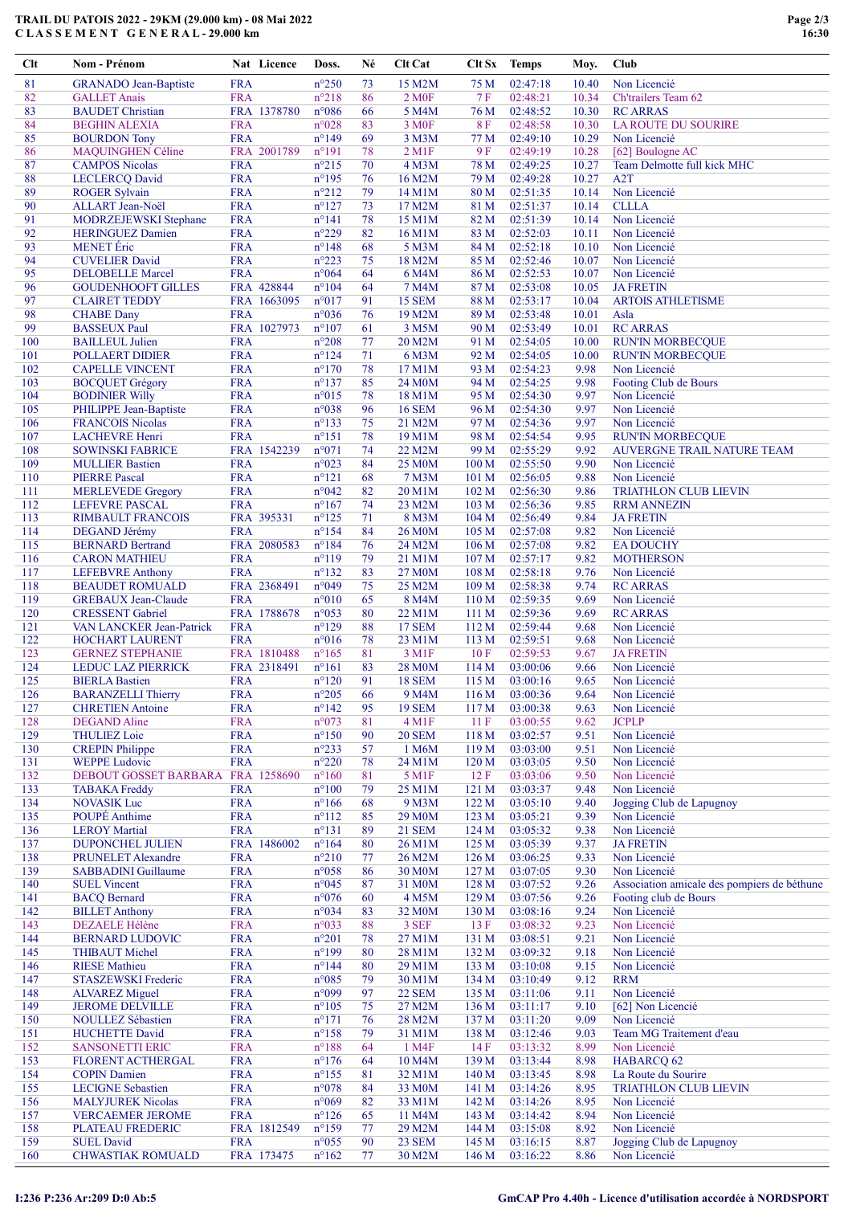# TRAIL DU PATOIS 2022 - 29KM (29.000 km) - 08 Mai 2022
## C L A S S E M E N T G E N E R A L - 29.000 km

| Clt | Nom - Prénom | Nat | Licence | Doss. | Né | Clt Cat | Clt Sx | Temps | Moy. | Club |
|---|---|---|---|---|---|---|---|---|---|---|
| 81 | GRANADO Jean-Baptiste | FRA | | n°250 | 73 | 15 M2M | 75 M | 02:47:18 | 10.40 | Non Licencié |
| 82 | GALLET Anais | FRA | | n°218 | 86 | 2 M0F | 7 F | 02:48:21 | 10.34 | Ch'trailers Team 62 |
| 83 | BAUDET Christian | FRA | 1378780 | n°086 | 66 | 5 M4M | 76 M | 02:48:52 | 10.30 | RC ARRAS |
| 84 | BEGHIN ALEXIA | FRA | | n°028 | 83 | 3 M0F | 8 F | 02:48:58 | 10.30 | LA ROUTE DU SOURIRE |
| 85 | BOURDON Tony | FRA | | n°149 | 69 | 3 M3M | 77 M | 02:49:10 | 10.29 | Non Licencié |
| 86 | MAQUINGHEN Céline | FRA | 2001789 | n°191 | 78 | 2 M1F | 9 F | 02:49:19 | 10.28 | [62] Boulogne AC |
| 87 | CAMPOS Nicolas | FRA | | n°215 | 70 | 4 M3M | 78 M | 02:49:25 | 10.27 | Team Delmotte full kick MHC |
| 88 | LECLERCQ David | FRA | | n°195 | 76 | 16 M2M | 79 M | 02:49:28 | 10.27 | A2T |
| 89 | ROGER Sylvain | FRA | | n°212 | 79 | 14 M1M | 80 M | 02:51:35 | 10.14 | Non Licencié |
| 90 | ALLART Jean-Noël | FRA | | n°127 | 73 | 17 M2M | 81 M | 02:51:37 | 10.14 | CLLLA |
| 91 | MODRZEJEWSKI Stephane | FRA | | n°141 | 78 | 15 M1M | 82 M | 02:51:39 | 10.14 | Non Licencié |
| 92 | HERINGUEZ Damien | FRA | | n°229 | 82 | 16 M1M | 83 M | 02:52:03 | 10.11 | Non Licencié |
| 93 | MENET Éric | FRA | | n°148 | 68 | 5 M3M | 84 M | 02:52:18 | 10.10 | Non Licencié |
| 94 | CUVELIER David | FRA | | n°223 | 75 | 18 M2M | 85 M | 02:52:46 | 10.07 | Non Licencié |
| 95 | DELOBELLE Marcel | FRA | | n°064 | 64 | 6 M4M | 86 M | 02:52:53 | 10.07 | Non Licencié |
| 96 | GOUDENHOOFT GILLES | FRA | 428844 | n°104 | 64 | 7 M4M | 87 M | 02:53:08 | 10.05 | JA FRETIN |
| 97 | CLAIRET TEDDY | FRA | 1663095 | n°091 | 91 | 15 SEM | 88 M | 02:53:17 | 10.04 | ARTOIS ATHLETISME |
| 98 | CHABE Dany | FRA | | n°036 | 76 | 19 M2M | 89 M | 02:53:48 | 10.01 | Asla |
| 99 | BASSEUX Paul | FRA | 1027973 | n°107 | 61 | 3 M5M | 90 M | 02:53:49 | 10.01 | RC ARRAS |
| 100 | BAILLEUL Julien | FRA | | n°208 | 77 | 20 M2M | 91 M | 02:54:05 | 10.00 | RUN'IN MORBECQUE |
| 101 | POLLAERT DIDIER | FRA | | n°124 | 71 | 6 M3M | 92 M | 02:54:05 | 10.00 | RUN'IN MORBECQUE |
| 102 | CAPELLE VINCENT | FRA | | n°170 | 78 | 17 M1M | 93 M | 02:54:23 | 9.98 | Non Licencié |
| 103 | BOCQUET Grégory | FRA | | n°137 | 85 | 24 M0M | 94 M | 02:54:25 | 9.98 | Footing Club de Bours |
| 104 | BODINIER Willy | FRA | | n°015 | 78 | 18 M1M | 95 M | 02:54:30 | 9.97 | Non Licencié |
| 105 | PHILIPPE Jean-Baptiste | FRA | | n°038 | 96 | 16 SEM | 96 M | 02:54:30 | 9.97 | Non Licencié |
| 106 | FRANCOIS Nicolas | FRA | | n°133 | 75 | 21 M2M | 97 M | 02:54:36 | 9.97 | Non Licencié |
| 107 | LACHEVRE Henri | FRA | | n°151 | 78 | 19 M1M | 98 M | 02:54:54 | 9.95 | RUN'IN MORBECQUE |
| 108 | SOWINSKI FABRICE | FRA | 1542239 | n°071 | 74 | 22 M2M | 99 M | 02:55:29 | 9.92 | AUVERGNE TRAIL NATURE TEAM |
| 109 | MULLIER Bastien | FRA | | n°023 | 84 | 25 M0M | 100 M | 02:55:50 | 9.90 | Non Licencié |
| 110 | PIERRE Pascal | FRA | | n°121 | 68 | 7 M3M | 101 M | 02:56:05 | 9.88 | Non Licencié |
| 111 | MERLEVEDE Gregory | FRA | | n°042 | 82 | 20 M1M | 102 M | 02:56:30 | 9.86 | TRIATHLON CLUB LIEVIN |
| 112 | LEFEVRE PASCAL | FRA | | n°167 | 74 | 23 M2M | 103 M | 02:56:36 | 9.85 | RRM ANNEZIN |
| 113 | RIMBAULT FRANCOIS | FRA | 395331 | n°125 | 71 | 8 M3M | 104 M | 02:56:49 | 9.84 | JA FRETIN |
| 114 | DEGAND Jérémy | FRA | | n°154 | 84 | 26 M0M | 105 M | 02:57:08 | 9.82 | Non Licencié |
| 115 | BERNARD Bertrand | FRA | 2080583 | n°184 | 76 | 24 M2M | 106 M | 02:57:08 | 9.82 | EA DOUCHY |
| 116 | CARON MATHIEU | FRA | | n°119 | 79 | 21 M1M | 107 M | 02:57:17 | 9.82 | MOTHERSON |
| 117 | LEFEBVRE Anthony | FRA | | n°132 | 83 | 27 M0M | 108 M | 02:58:18 | 9.76 | Non Licencié |
| 118 | BEAUDET ROMUALD | FRA | 2368491 | n°049 | 75 | 25 M2M | 109 M | 02:58:38 | 9.74 | RC ARRAS |
| 119 | GREBAUX Jean-Claude | FRA | | n°010 | 65 | 8 M4M | 110 M | 02:59:35 | 9.69 | Non Licencié |
| 120 | CRESSENT Gabriel | FRA | 1788678 | n°053 | 80 | 22 M1M | 111 M | 02:59:36 | 9.69 | RC ARRAS |
| 121 | VAN LANCKER Jean-Patrick | FRA | | n°129 | 88 | 17 SEM | 112 M | 02:59:44 | 9.68 | Non Licencié |
| 122 | HOCHART LAURENT | FRA | | n°016 | 78 | 23 M1M | 113 M | 02:59:51 | 9.68 | Non Licencié |
| 123 | GERNEZ STEPHANIE | FRA | 1810488 | n°165 | 81 | 3 M1F | 10 F | 02:59:53 | 9.67 | JA FRETIN |
| 124 | LEDUC LAZ PIERRICK | FRA | 2318491 | n°161 | 83 | 28 M0M | 114 M | 03:00:06 | 9.66 | Non Licencié |
| 125 | BIERLA Bastien | FRA | | n°120 | 91 | 18 SEM | 115 M | 03:00:16 | 9.65 | Non Licencié |
| 126 | BARANZELLI Thierry | FRA | | n°205 | 66 | 9 M4M | 116 M | 03:00:36 | 9.64 | Non Licencié |
| 127 | CHRETIEN Antoine | FRA | | n°142 | 95 | 19 SEM | 117 M | 03:00:38 | 9.63 | Non Licencié |
| 128 | DEGAND Aline | FRA | | n°073 | 81 | 4 M1F | 11 F | 03:00:55 | 9.62 | JCPLP |
| 129 | THULIEZ Loic | FRA | | n°150 | 90 | 20 SEM | 118 M | 03:02:57 | 9.51 | Non Licencié |
| 130 | CREPIN Philippe | FRA | | n°233 | 57 | 1 M6M | 119 M | 03:03:00 | 9.51 | Non Licencié |
| 131 | WEPPE Ludovic | FRA | | n°220 | 78 | 24 M1M | 120 M | 03:03:05 | 9.50 | Non Licencié |
| 132 | DEBOUT GOSSET BARBARA | FRA | 1258690 | n°160 | 81 | 5 M1F | 12 F | 03:03:06 | 9.50 | Non Licencié |
| 133 | TABAKA Freddy | FRA | | n°100 | 79 | 25 M1M | 121 M | 03:03:37 | 9.48 | Non Licencié |
| 134 | NOVASIK Luc | FRA | | n°166 | 68 | 9 M3M | 122 M | 03:05:10 | 9.40 | Jogging Club de Lapugnoy |
| 135 | POUPÉ Anthime | FRA | | n°112 | 85 | 29 M0M | 123 M | 03:05:21 | 9.39 | Non Licencié |
| 136 | LEROY Martial | FRA | | n°131 | 89 | 21 SEM | 124 M | 03:05:32 | 9.38 | Non Licencié |
| 137 | DUPONCHEL JULIEN | FRA | 1486002 | n°164 | 80 | 26 M1M | 125 M | 03:05:39 | 9.37 | JA FRETIN |
| 138 | PRUNELET Alexandre | FRA | | n°210 | 77 | 26 M2M | 126 M | 03:06:25 | 9.33 | Non Licencié |
| 139 | SABBADINI Guillaume | FRA | | n°058 | 86 | 30 M0M | 127 M | 03:07:05 | 9.30 | Non Licencié |
| 140 | SUEL Vincent | FRA | | n°045 | 87 | 31 M0M | 128 M | 03:07:52 | 9.26 | Association amicale des pompiers de béthune |
| 141 | BACQ Bernard | FRA | | n°076 | 60 | 4 M5M | 129 M | 03:07:56 | 9.26 | Footing club de Bours |
| 142 | BILLET Anthony | FRA | | n°034 | 83 | 32 M0M | 130 M | 03:08:16 | 9.24 | Non Licencié |
| 143 | DEZAELE Hélène | FRA | | n°033 | 88 | 3 SEF | 13 F | 03:08:32 | 9.23 | Non Licencié |
| 144 | BERNARD LUDOVIC | FRA | | n°201 | 78 | 27 M1M | 131 M | 03:08:51 | 9.21 | Non Licencié |
| 145 | THIBAUT Michel | FRA | | n°199 | 80 | 28 M1M | 132 M | 03:09:32 | 9.18 | Non Licencié |
| 146 | RIESE Mathieu | FRA | | n°144 | 80 | 29 M1M | 133 M | 03:10:08 | 9.15 | Non Licencié |
| 147 | STASZEWSKI Frederic | FRA | | n°085 | 79 | 30 M1M | 134 M | 03:10:49 | 9.12 | RRM |
| 148 | ALVAREZ Miguel | FRA | | n°099 | 97 | 22 SEM | 135 M | 03:11:06 | 9.11 | Non Licencié |
| 149 | JEROME DELVILLE | FRA | | n°105 | 75 | 27 M2M | 136 M | 03:11:17 | 9.10 | [62] Non Licencié |
| 150 | NOLLAU Sébastien | FRA | | n°171 | 76 | 28 M2M | 137 M | 03:11:20 | 9.09 | Non Licencié |
| 151 | HUCHETTE David | FRA | | n°158 | 79 | 31 M1M | 138 M | 03:12:46 | 9.03 | Team MG Traitement d'eau |
| 152 | SANSONETTI ERIC | FRA | | n°188 | 64 | 1 M4F | 14 F | 03:13:32 | 8.99 | Non Licencié |
| 153 | FLORENT ACTHERGAL | FRA | | n°176 | 64 | 10 M4M | 139 M | 03:13:44 | 8.98 | HABARCQ 62 |
| 154 | COPIN Damien | FRA | | n°155 | 81 | 32 M1M | 140 M | 03:13:45 | 8.98 | La Route du Sourire |
| 155 | LECIGNE Sebastien | FRA | | n°078 | 84 | 33 M0M | 141 M | 03:14:26 | 8.95 | TRIATHLON CLUB LIEVIN |
| 156 | MALYJUREK Nicolas | FRA | | n°069 | 82 | 33 M1M | 142 M | 03:14:26 | 8.95 | Non Licencié |
| 157 | VERCAEMER JEROME | FRA | | n°126 | 65 | 11 M4M | 143 M | 03:14:42 | 8.94 | Non Licencié |
| 158 | PLATEAU FREDERIC | FRA | 1812549 | n°159 | 77 | 29 M2M | 144 M | 03:15:08 | 8.92 | Non Licencié |
| 159 | SUEL David | FRA | | n°055 | 90 | 23 SEM | 145 M | 03:16:15 | 8.87 | Jogging Club de Lapugnoy |
| 160 | CHWASTIAK ROMUALD | FRA | 173475 | n°162 | 77 | 30 M2M | 146 M | 03:16:22 | 8.86 | Non Licencié |

I:236 P:236 Ar:209 D:0 Ab:5

GmCAP Pro 4.40h - Licence d'utilisation accordée à NORDSPORT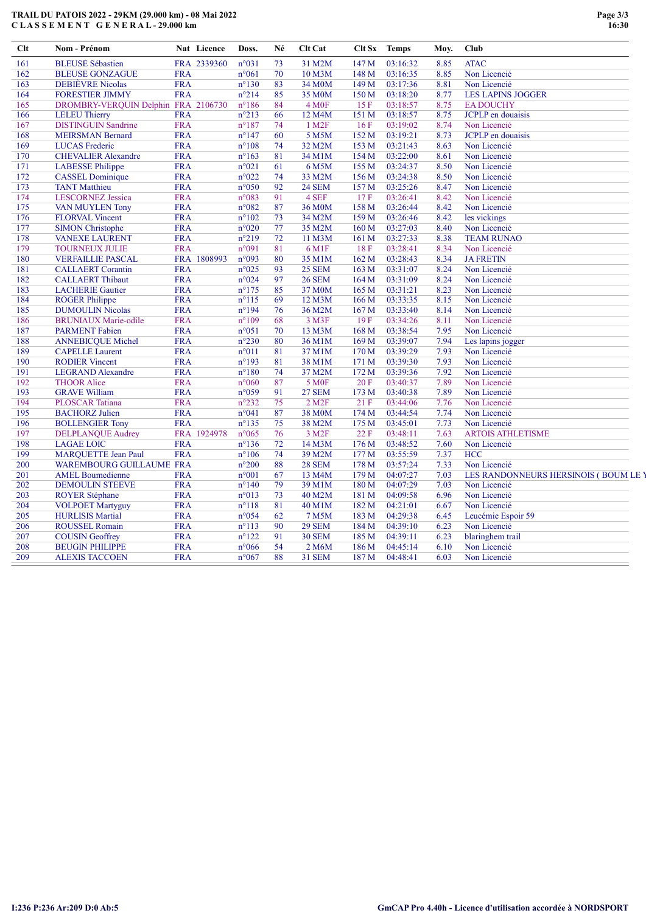# TRAIL DU PATOIS 2022 - 29KM (29.000 km) - 08 Mai 2022
## C L A S S E M E N T   G E N E R A L - 29.000 km

| Clt | Nom - Prénom | Nat | Licence | Doss. | Né | Clt Cat | Clt Sx | Temps | Moy. | Club |
|---|---|---|---|---|---|---|---|---|---|---|
| 161 | BLEUSE Sébastien | FRA | 2339360 | n°031 | 73 | 31 M2M | 147 M | 03:16:32 | 8.85 | ATAC |
| 162 | BLEUSE GONZAGUE | FRA | | n°061 | 70 | 10 M3M | 148 M | 03:16:35 | 8.85 | Non Licencié |
| 163 | DEBIÈVRE Nicolas | FRA | | n°130 | 83 | 34 M0M | 149 M | 03:17:36 | 8.81 | Non Licencié |
| 164 | FORESTIER JIMMY | FRA | | n°214 | 85 | 35 M0M | 150 M | 03:18:20 | 8.77 | LES LAPINS JOGGER |
| 165 | DROMBRY-VERQUIN Delphin | FRA | 2106730 | n°186 | 84 | 4 M0F | 15 F | 03:18:57 | 8.75 | EA DOUCHY |
| 166 | LELEU Thierry | FRA | | n°213 | 66 | 12 M4M | 151 M | 03:18:57 | 8.75 | JCPLP en douaisis |
| 167 | DISTINGUIN Sandrine | FRA | | n°187 | 74 | 1 M2F | 16 F | 03:19:02 | 8.74 | Non Licencié |
| 168 | MEIRSMAN Bernard | FRA | | n°147 | 60 | 5 M5M | 152 M | 03:19:21 | 8.73 | JCPLP en douaisis |
| 169 | LUCAS Frederic | FRA | | n°108 | 74 | 32 M2M | 153 M | 03:21:43 | 8.63 | Non Licencié |
| 170 | CHEVALIER Alexandre | FRA | | n°163 | 81 | 34 M1M | 154 M | 03:22:00 | 8.61 | Non Licencié |
| 171 | LABESSE Philippe | FRA | | n°021 | 61 | 6 M5M | 155 M | 03:24:37 | 8.50 | Non Licencié |
| 172 | CASSEL Dominique | FRA | | n°022 | 74 | 33 M2M | 156 M | 03:24:38 | 8.50 | Non Licencié |
| 173 | TANT Matthieu | FRA | | n°050 | 92 | 24 SEM | 157 M | 03:25:26 | 8.47 | Non Licencié |
| 174 | LESCORNEZ Jessica | FRA | | n°083 | 91 | 4 SEF | 17 F | 03:26:41 | 8.42 | Non Licencié |
| 175 | VAN MUYLEN Tony | FRA | | n°082 | 87 | 36 M0M | 158 M | 03:26:44 | 8.42 | Non Licencié |
| 176 | FLORVAL Vincent | FRA | | n°102 | 73 | 34 M2M | 159 M | 03:26:46 | 8.42 | les vickings |
| 177 | SIMON Christophe | FRA | | n°020 | 77 | 35 M2M | 160 M | 03:27:03 | 8.40 | Non Licencié |
| 178 | VANEXE LAURENT | FRA | | n°219 | 72 | 11 M3M | 161 M | 03:27:33 | 8.38 | TEAM RUNAO |
| 179 | TOURNEUX JULIE | FRA | | n°091 | 81 | 6 M1F | 18 F | 03:28:41 | 8.34 | Non Licencié |
| 180 | VERFAILLIE PASCAL | FRA | 1808993 | n°093 | 80 | 35 M1M | 162 M | 03:28:43 | 8.34 | JA FRETIN |
| 181 | CALLAERT Corantin | FRA | | n°025 | 93 | 25 SEM | 163 M | 03:31:07 | 8.24 | Non Licencié |
| 182 | CALLAERT Thibaut | FRA | | n°024 | 97 | 26 SEM | 164 M | 03:31:09 | 8.24 | Non Licencié |
| 183 | LACHERIE Gautier | FRA | | n°175 | 85 | 37 M0M | 165 M | 03:31:21 | 8.23 | Non Licencié |
| 184 | ROGER Philippe | FRA | | n°115 | 69 | 12 M3M | 166 M | 03:33:35 | 8.15 | Non Licencié |
| 185 | DUMOULIN Nicolas | FRA | | n°194 | 76 | 36 M2M | 167 M | 03:33:40 | 8.14 | Non Licencié |
| 186 | BRUNIAUX Marie-odile | FRA | | n°109 | 68 | 3 M3F | 19 F | 03:34:26 | 8.11 | Non Licencié |
| 187 | PARMENT Fabien | FRA | | n°051 | 70 | 13 M3M | 168 M | 03:38:54 | 7.95 | Non Licencié |
| 188 | ANNEBICQUE Michel | FRA | | n°230 | 80 | 36 M1M | 169 M | 03:39:07 | 7.94 | Les lapins jogger |
| 189 | CAPELLE Laurent | FRA | | n°011 | 81 | 37 M1M | 170 M | 03:39:29 | 7.93 | Non Licencié |
| 190 | RODIER Vincent | FRA | | n°193 | 81 | 38 M1M | 171 M | 03:39:30 | 7.93 | Non Licencié |
| 191 | LEGRAND Alexandre | FRA | | n°180 | 74 | 37 M2M | 172 M | 03:39:36 | 7.92 | Non Licencié |
| 192 | THOOR Alice | FRA | | n°060 | 87 | 5 M0F | 20 F | 03:40:37 | 7.89 | Non Licencié |
| 193 | GRAVE William | FRA | | n°059 | 91 | 27 SEM | 173 M | 03:40:38 | 7.89 | Non Licencié |
| 194 | PLOSCAR Tatiana | FRA | | n°232 | 75 | 2 M2F | 21 F | 03:44:06 | 7.76 | Non Licencié |
| 195 | BACHORZ Julien | FRA | | n°041 | 87 | 38 M0M | 174 M | 03:44:54 | 7.74 | Non Licencié |
| 196 | BOLLENGIER Tony | FRA | | n°135 | 75 | 38 M2M | 175 M | 03:45:01 | 7.73 | Non Licencié |
| 197 | DELPLANQUE Audrey | FRA | 1924978 | n°065 | 76 | 3 M2F | 22 F | 03:48:11 | 7.63 | ARTOIS ATHLETISME |
| 198 | LAGAE LOIC | FRA | | n°136 | 72 | 14 M3M | 176 M | 03:48:52 | 7.60 | Non Licencié |
| 199 | MARQUETTE Jean Paul | FRA | | n°106 | 74 | 39 M2M | 177 M | 03:55:59 | 7.37 | HCC |
| 200 | WAREMBOURG GUILLAUME | FRA | | n°200 | 88 | 28 SEM | 178 M | 03:57:24 | 7.33 | Non Licencié |
| 201 | AMEL Boumedienne | FRA | | n°001 | 67 | 13 M4M | 179 M | 04:07:27 | 7.03 | LES RANDONNEURS HERSINOIS ( BOUM LE Y |
| 202 | DEMOULIN STEEVE | FRA | | n°140 | 79 | 39 M1M | 180 M | 04:07:29 | 7.03 | Non Licencié |
| 203 | ROYER Stéphane | FRA | | n°013 | 73 | 40 M2M | 181 M | 04:09:58 | 6.96 | Non Licencié |
| 204 | VOLPOET Martyguy | FRA | | n°118 | 81 | 40 M1M | 182 M | 04:21:01 | 6.67 | Non Licencié |
| 205 | HURLISIS Martial | FRA | | n°054 | 62 | 7 M5M | 183 M | 04:29:38 | 6.45 | Leucémie Espoir 59 |
| 206 | ROUSSEL Romain | FRA | | n°113 | 90 | 29 SEM | 184 M | 04:39:10 | 6.23 | Non Licencié |
| 207 | COUSIN Geoffrey | FRA | | n°122 | 91 | 30 SEM | 185 M | 04:39:11 | 6.23 | blaringhem trail |
| 208 | BEUGIN PHILIPPE | FRA | | n°066 | 54 | 2 M6M | 186 M | 04:45:14 | 6.10 | Non Licencié |
| 209 | ALEXIS TACCOEN | FRA | | n°067 | 88 | 31 SEM | 187 M | 04:48:41 | 6.03 | Non Licencié |

I:236 P:236 Ar:209 D:0 Ab:5

GmCAP Pro 4.40h - Licence d'utilisation accordée à NORDSPORT